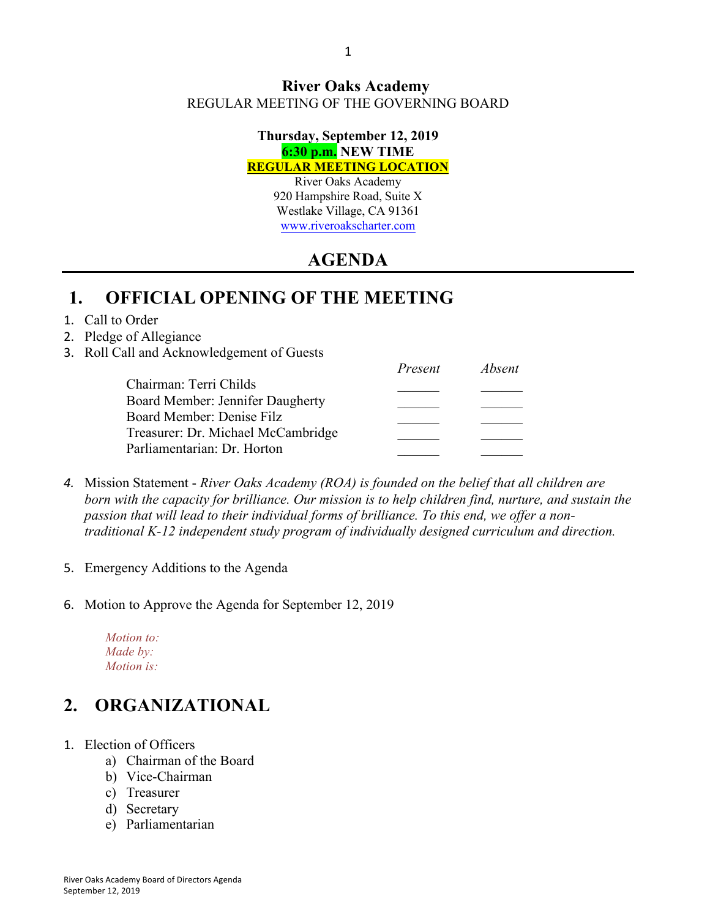**River Oaks Academy**

REGULAR MEETING OF THE GOVERNING BOARD

**Thursday, September 12, 2019**

**6:30 p.m. NEW TIME**

**REGULAR MEETING LOCATION**

River Oaks Academy
920 Hampshire Road, Suite X
Westlake Village, CA 91361
www.riveroakscharter.com

# AGENDA

## 1. OFFICIAL OPENING OF THE MEETING

1. Call to Order
2. Pledge of Allegiance
3. Roll Call and Acknowledgement of Guests

| | *Present* | *Absent* |
|---|---|---|
| Chairman: Terri Childs | ______ | ______ |
| Board Member: Jennifer Daugherty | ______ | ______ |
| Board Member: Denise Filz | ______ | ______ |
| Treasurer: Dr. Michael McCambridge | ______ | ______ |
| Parliamentarian: Dr. Horton | ______ | ______ |

4. Mission Statement - *River Oaks Academy (ROA) is founded on the belief that all children are born with the capacity for brilliance. Our mission is to help children find, nurture, and sustain the passion that will lead to their individual forms of brilliance. To this end, we offer a non-traditional K-12 independent study program of individually designed curriculum and direction.*

5. Emergency Additions to the Agenda

6. Motion to Approve the Agenda for September 12, 2019

   *Motion to:*
   *Made by:*
   *Motion is:*

## 2. ORGANIZATIONAL

1. Election of Officers
   a) Chairman of the Board
   b) Vice-Chairman
   c) Treasurer
   d) Secretary
   e) Parliamentarian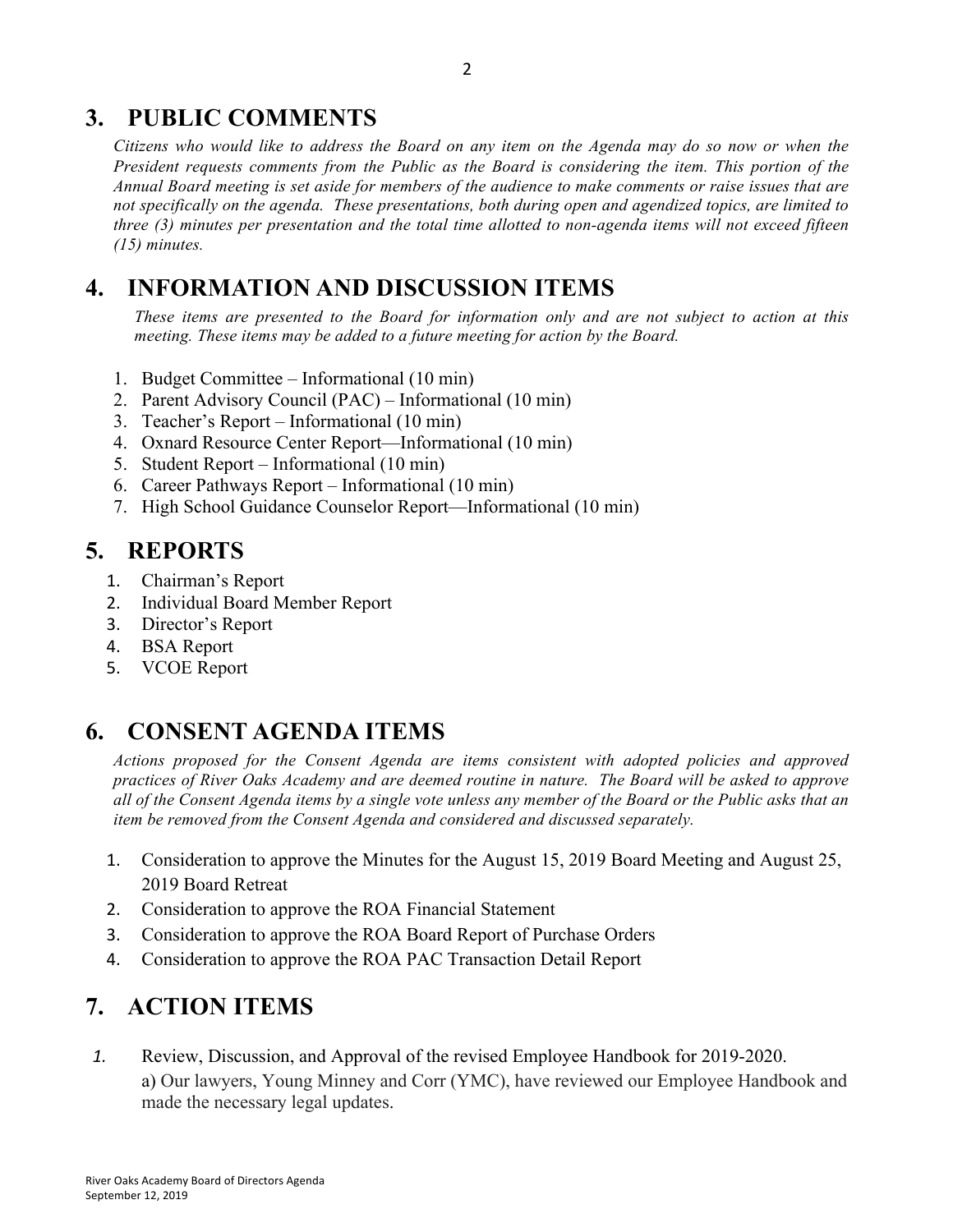## 3. PUBLIC COMMENTS

*Citizens who would like to address the Board on any item on the Agenda may do so now or when the President requests comments from the Public as the Board is considering the item. This portion of the Annual Board meeting is set aside for members of the audience to make comments or raise issues that are not specifically on the agenda. These presentations, both during open and agendized topics, are limited to three (3) minutes per presentation and the total time allotted to non-agenda items will not exceed fifteen (15) minutes.*

## 4. INFORMATION AND DISCUSSION ITEMS

*These items are presented to the Board for information only and are not subject to action at this meeting. These items may be added to a future meeting for action by the Board.*

1. Budget Committee – Informational (10 min)
2. Parent Advisory Council (PAC) – Informational (10 min)
3. Teacher's Report – Informational (10 min)
4. Oxnard Resource Center Report—Informational (10 min)
5. Student Report – Informational (10 min)
6. Career Pathways Report – Informational (10 min)
7. High School Guidance Counselor Report—Informational (10 min)

## 5. REPORTS

1. Chairman's Report
2. Individual Board Member Report
3. Director's Report
4. BSA Report
5. VCOE Report

## 6. CONSENT AGENDA ITEMS

*Actions proposed for the Consent Agenda are items consistent with adopted policies and approved practices of River Oaks Academy and are deemed routine in nature. The Board will be asked to approve all of the Consent Agenda items by a single vote unless any member of the Board or the Public asks that an item be removed from the Consent Agenda and considered and discussed separately.*

1. Consideration to approve the Minutes for the August 15, 2019 Board Meeting and August 25, 2019 Board Retreat
2. Consideration to approve the ROA Financial Statement
3. Consideration to approve the ROA Board Report of Purchase Orders
4. Consideration to approve the ROA PAC Transaction Detail Report

## 7. ACTION ITEMS

1. Review, Discussion, and Approval of the revised Employee Handbook for 2019-2020.

   a) Our lawyers, Young Minney and Corr (YMC), have reviewed our Employee Handbook and made the necessary legal updates.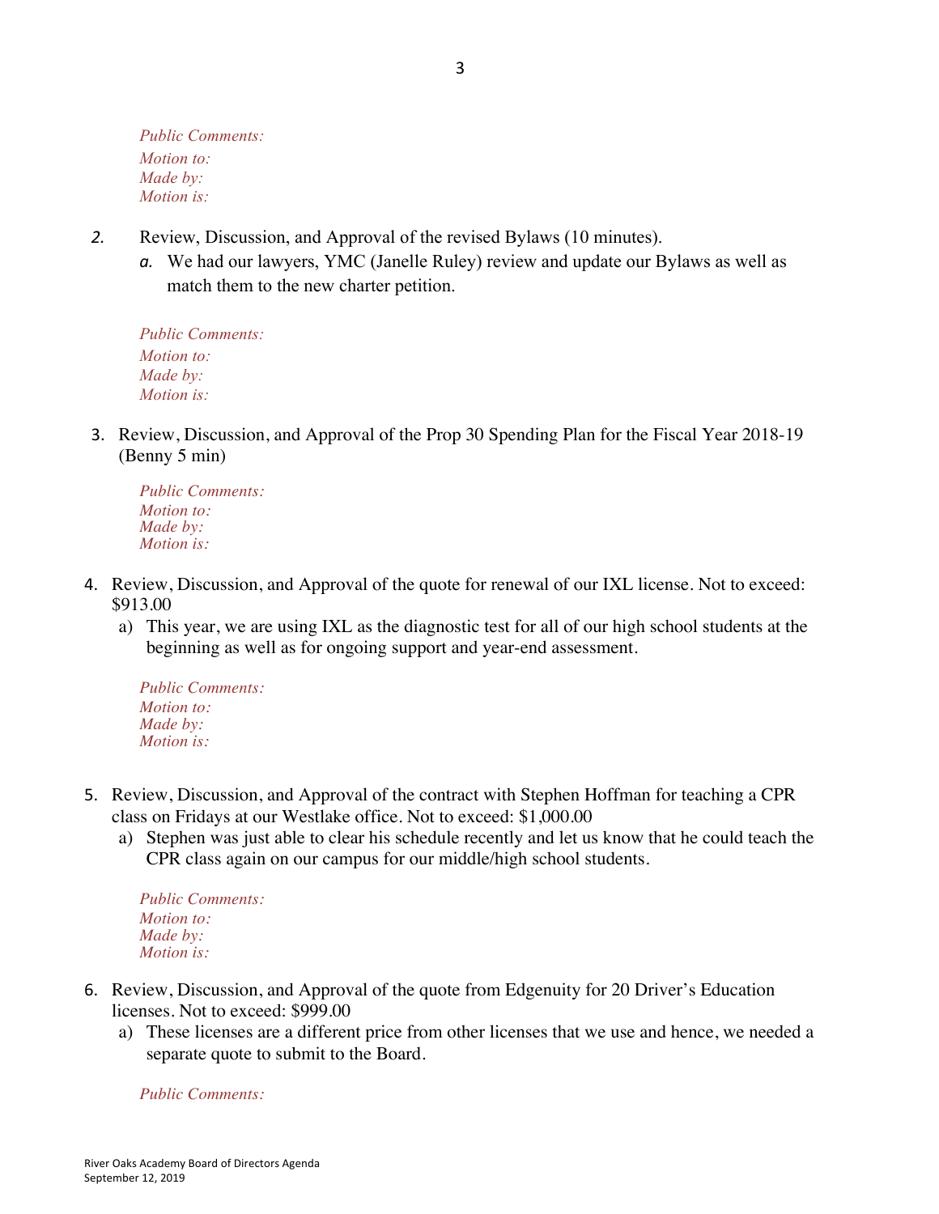*Public Comments:*
*Motion to:*
*Made by:*
*Motion is:*

2. Review, Discussion, and Approval of the revised Bylaws (10 minutes).
   a. We had our lawyers, YMC (Janelle Ruley) review and update our Bylaws as well as match them to the new charter petition.

*Public Comments:*
*Motion to:*
*Made by:*
*Motion is:*

3. Review, Discussion, and Approval of the Prop 30 Spending Plan for the Fiscal Year 2018-19 (Benny 5 min)

*Public Comments:*
*Motion to:*
*Made by:*
*Motion is:*

4. Review, Discussion, and Approval of the quote for renewal of our IXL license. Not to exceed: $913.00
   a) This year, we are using IXL as the diagnostic test for all of our high school students at the beginning as well as for ongoing support and year-end assessment.

*Public Comments:*
*Motion to:*
*Made by:*
*Motion is:*

5. Review, Discussion, and Approval of the contract with Stephen Hoffman for teaching a CPR class on Fridays at our Westlake office. Not to exceed: $1,000.00
   a) Stephen was just able to clear his schedule recently and let us know that he could teach the CPR class again on our campus for our middle/high school students.

*Public Comments:*
*Motion to:*
*Made by:*
*Motion is:*

6. Review, Discussion, and Approval of the quote from Edgenuity for 20 Driver's Education licenses. Not to exceed: $999.00
   a) These licenses are a different price from other licenses that we use and hence, we needed a separate quote to submit to the Board.

*Public Comments:*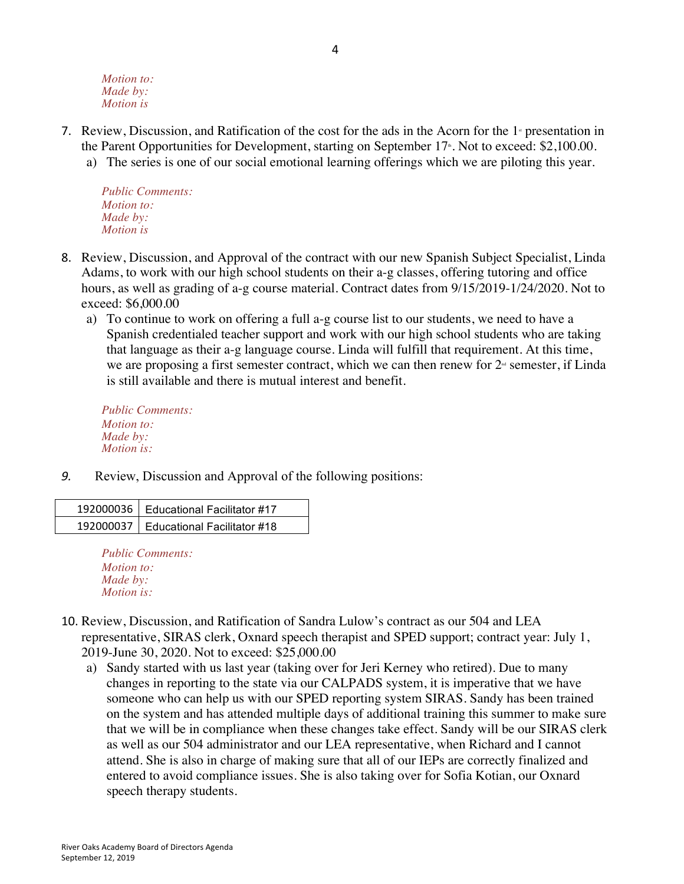*Motion to:*
*Made by:*
*Motion is*

7. Review, Discussion, and Ratification of the cost for the ads in the Acorn for the 1st presentation in the Parent Opportunities for Development, starting on September 17th. Not to exceed: $2,100.00.
   a) The series is one of our social emotional learning offerings which we are piloting this year.

   *Public Comments:*
   *Motion to:*
   *Made by:*
   *Motion is*

8. Review, Discussion, and Approval of the contract with our new Spanish Subject Specialist, Linda Adams, to work with our high school students on their a-g classes, offering tutoring and office hours, as well as grading of a-g course material. Contract dates from 9/15/2019-1/24/2020. Not to exceed: $6,000.00
   a) To continue to work on offering a full a-g course list to our students, we need to have a Spanish credentialed teacher support and work with our high school students who are taking that language as their a-g language course. Linda will fulfill that requirement. At this time, we are proposing a first semester contract, which we can then renew for 2nd semester, if Linda is still available and there is mutual interest and benefit.

   *Public Comments:*
   *Motion to:*
   *Made by:*
   *Motion is:*

9. Review, Discussion and Approval of the following positions:

| | |
|---|---|
| 192000036 | Educational Facilitator #17 |
| 192000037 | Educational Facilitator #18 |

   *Public Comments:*
   *Motion to:*
   *Made by:*
   *Motion is:*

10. Review, Discussion, and Ratification of Sandra Lulow's contract as our 504 and LEA representative, SIRAS clerk, Oxnard speech therapist and SPED support; contract year: July 1, 2019-June 30, 2020. Not to exceed: $25,000.00
    a) Sandy started with us last year (taking over for Jeri Kerney who retired). Due to many changes in reporting to the state via our CALPADS system, it is imperative that we have someone who can help us with our SPED reporting system SIRAS. Sandy has been trained on the system and has attended multiple days of additional training this summer to make sure that we will be in compliance when these changes take effect. Sandy will be our SIRAS clerk as well as our 504 administrator and our LEA representative, when Richard and I cannot attend. She is also in charge of making sure that all of our IEPs are correctly finalized and entered to avoid compliance issues. She is also taking over for Sofia Kotian, our Oxnard speech therapy students.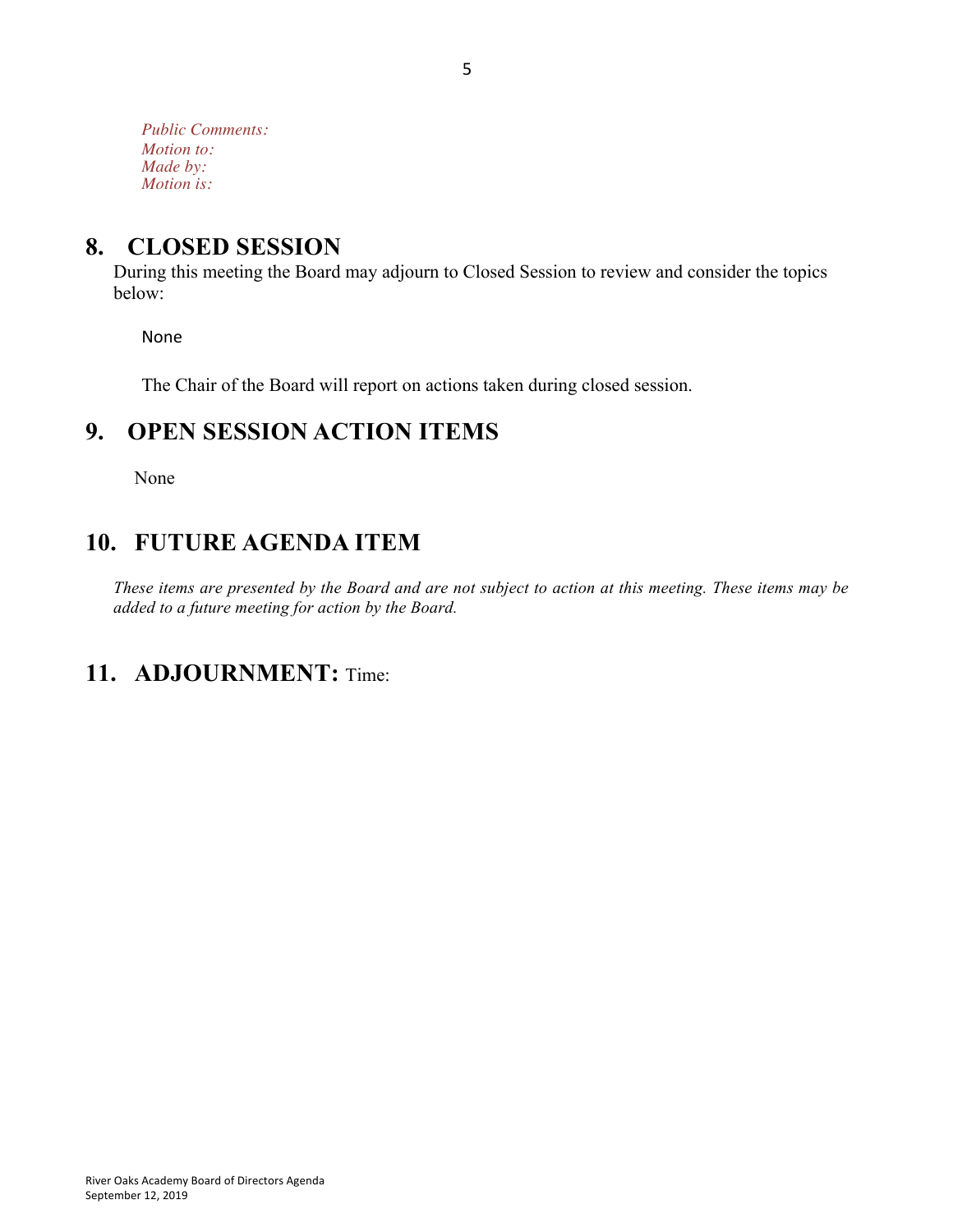*Public Comments:*
*Motion to:*
*Made by:*
*Motion is:*

## 8. CLOSED SESSION

During this meeting the Board may adjourn to Closed Session to review and consider the topics below:

None

The Chair of the Board will report on actions taken during closed session.

## 9. OPEN SESSION ACTION ITEMS

None

## 10. FUTURE AGENDA ITEM

*These items are presented by the Board and are not subject to action at this meeting. These items may be added to a future meeting for action by the Board.*

## 11. ADJOURNMENT: Time: